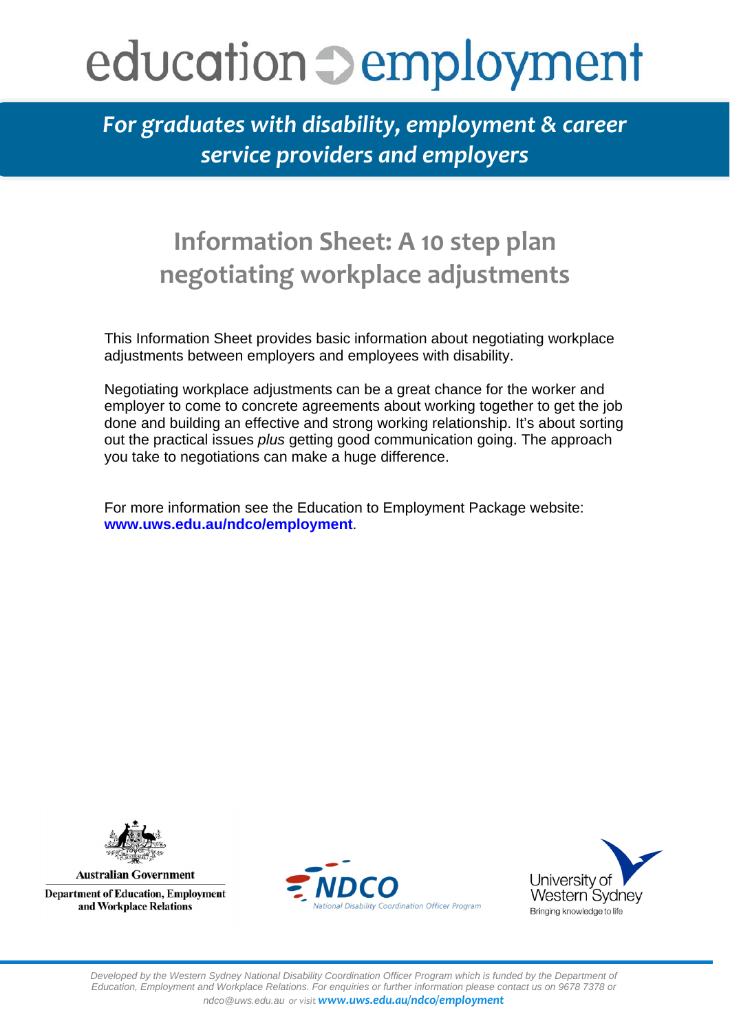# education ➔ employment

***For graduates with disability, employment & career service providers and employers***

## Information Sheet: A 10 step plan negotiating workplace adjustments

This Information Sheet provides basic information about negotiating workplace adjustments between employers and employees with disability.

Negotiating workplace adjustments can be a great chance for the worker and employer to come to concrete agreements about working together to get the job done and building an effective and strong working relationship. It's about sorting out the practical issues *plus* getting good communication going. The approach you take to negotiations can make a huge difference.

For more information see the Education to Employment Package website: **www.uws.edu.au/ndco/employment**.

Australian Government
Department of Education, Employment and Workplace Relations

NDCO
National Disability Coordination Officer Program

University of Western Sydney
Bringing knowledge to life

*Developed by the Western Sydney National Disability Coordination Officer Program which is funded by the Department of Education, Employment and Workplace Relations. For enquiries or further information please contact us on 9678 7378 or ndco@uws.edu.au or visit* ***www.uws.edu.au/ndco/employment***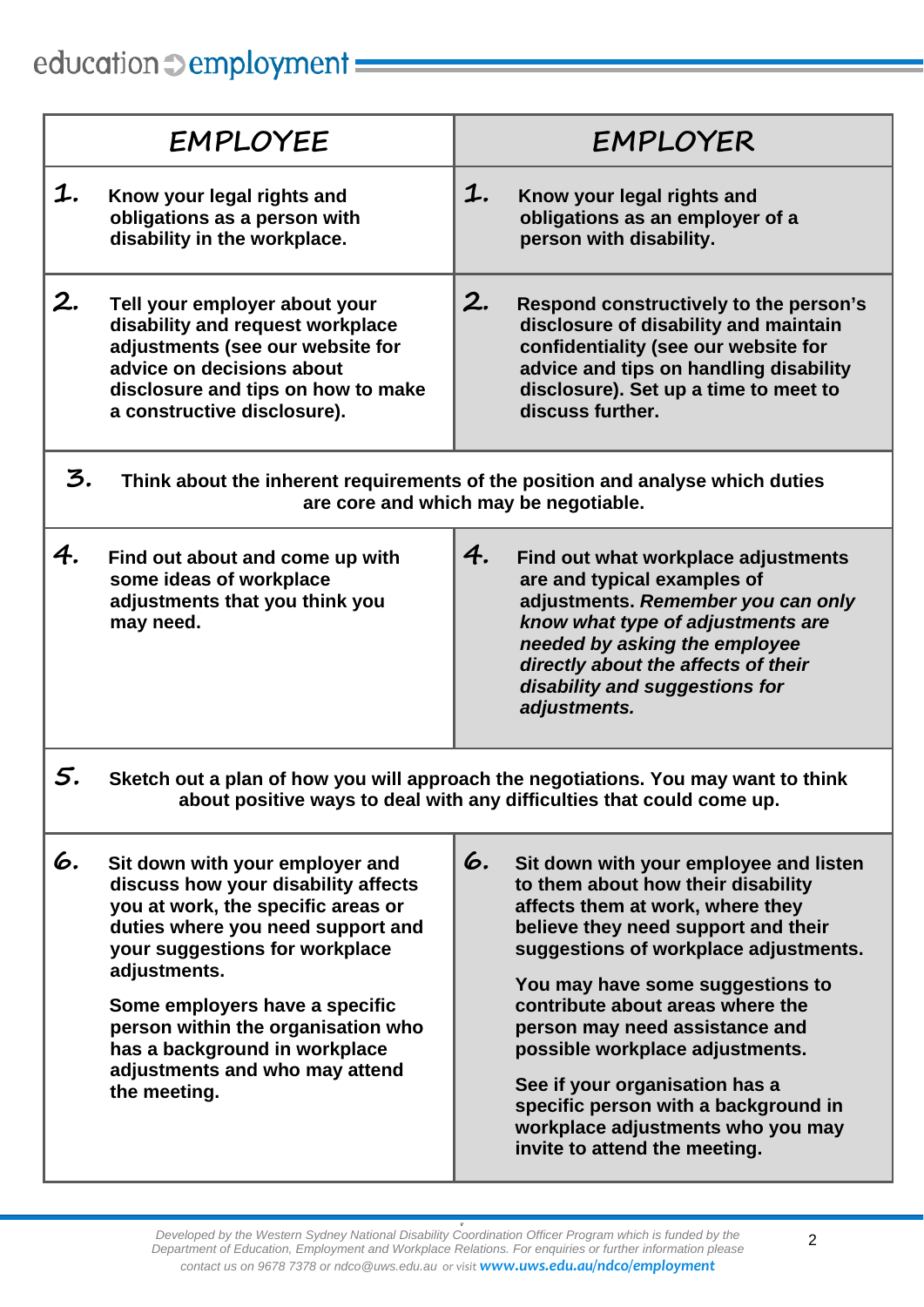| EMPLOYEE | EMPLOYER |
|---|---|
| **1.** Know your legal rights and obligations as a person with disability in the workplace. | **1.** Know your legal rights and obligations as an employer of a person with disability. |
| **2.** Tell your employer about your disability and request workplace adjustments (see our website for advice on decisions about disclosure and tips on how to make a constructive disclosure). | **2.** Respond constructively to the person's disclosure of disability and maintain confidentiality (see our website for advice and tips on handling disability disclosure). Set up a time to meet to discuss further. |
| **3.** Think about the inherent requirements of the position and analyse which duties are core and which may be negotiable. | |
| **4.** Find out about and come up with some ideas of workplace adjustments that you think you may need. | **4.** Find out what workplace adjustments are and typical examples of adjustments. *Remember you can only know what type of adjustments are needed by asking the employee directly about the affects of their disability and suggestions for adjustments.* |
| **5.** Sketch out a plan of how you will approach the negotiations. You may want to think about positive ways to deal with any difficulties that could come up. | |
| **6.** Sit down with your employer and discuss how your disability affects you at work, the specific areas or duties where you need support and your suggestions for workplace adjustments.<br><br>Some employers have a specific person within the organisation who has a background in workplace adjustments and who may attend the meeting. | **6.** Sit down with your employee and listen to them about how their disability affects them at work, where they believe they need support and their suggestions of workplace adjustments.<br><br>You may have some suggestions to contribute about areas where the person may need assistance and possible workplace adjustments.<br><br>See if your organisation has a specific person with a background in workplace adjustments who you may invite to attend the meeting. |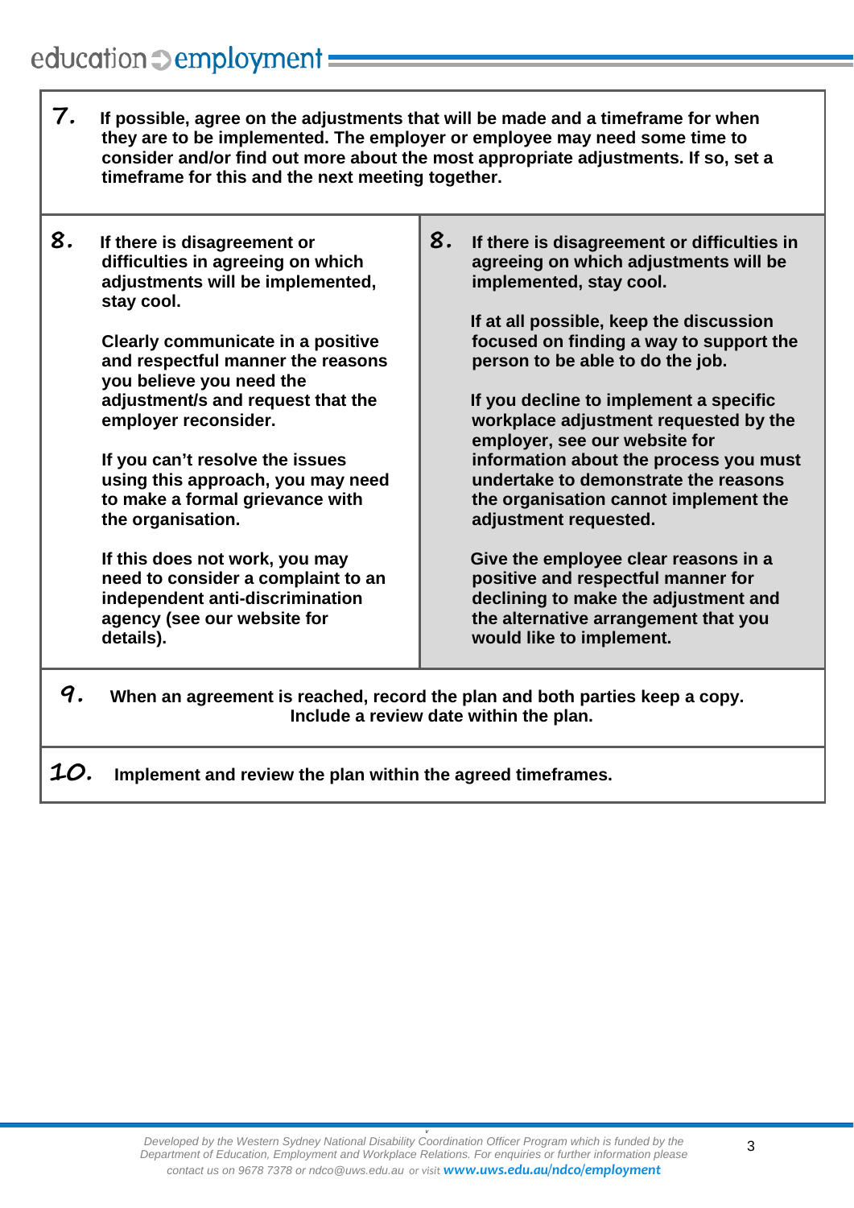**7.** **If possible, agree on the adjustments that will be made and a timeframe for when they are to be implemented. The employer or employee may need some time to consider and/or find out more about the most appropriate adjustments. If so, set a timeframe for this and the next meeting together.**

| | |
|---|---|
| **8.** **If there is disagreement or difficulties in agreeing on which adjustments will be implemented, stay cool.**<br><br>**Clearly communicate in a positive and respectful manner the reasons you believe you need the adjustment/s and request that the employer reconsider.**<br><br>**If you can't resolve the issues using this approach, you may need to make a formal grievance with the organisation.**<br><br>**If this does not work, you may need to consider a complaint to an independent anti-discrimination agency (see our website for details).** | **8.** **If there is disagreement or difficulties in agreeing on which adjustments will be implemented, stay cool.**<br><br>**If at all possible, keep the discussion focused on finding a way to support the person to be able to do the job.**<br><br>**If you decline to implement a specific workplace adjustment requested by the employer, see our website for information about the process you must undertake to demonstrate the reasons the organisation cannot implement the adjustment requested.**<br><br>**Give the employee clear reasons in a positive and respectful manner for declining to make the adjustment and the alternative arrangement that you would like to implement.** |

**9.** **When an agreement is reached, record the plan and both parties keep a copy. Include a review date within the plan.**

**10.** **Implement and review the plan within the agreed timeframes.**